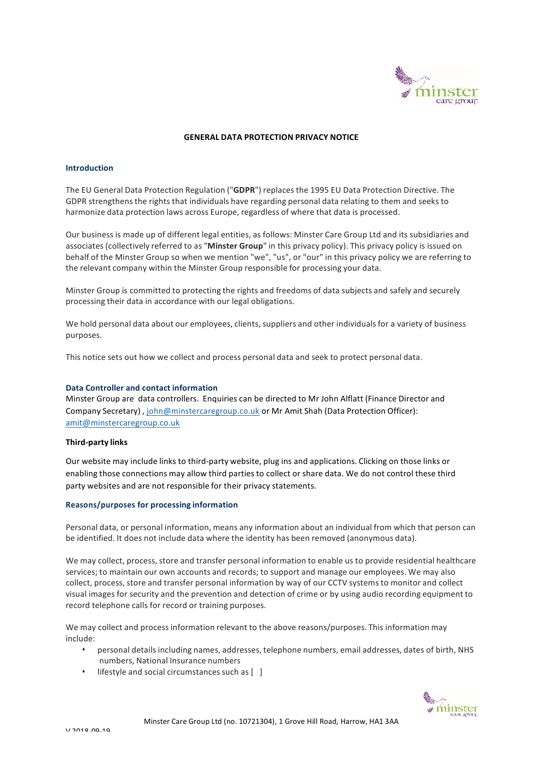# GENERAL DATA PROTECTION PRIVACY NOTICE

## Introduction

The EU General Data Protection Regulation ("**GDPR**") replaces the 1995 EU Data Protection Directive. The GDPR strengthens the rights that individuals have regarding personal data relating to them and seeks to harmonize data protection laws across Europe, regardless of where that data is processed.

Our business is made up of different legal entities, as follows: Minster Care Group Ltd and its subsidiaries and associates (collectively referred to as "**Minster Group**" in this privacy policy). This privacy policy is issued on behalf of the Minster Group so when we mention "we", "us", or "our" in this privacy policy we are referring to the relevant company within the Minster Group responsible for processing your data.

Minster Group is committed to protecting the rights and freedoms of data subjects and safely and securely processing their data in accordance with our legal obligations.

We hold personal data about our employees, clients, suppliers and other individuals for a variety of business purposes.

This notice sets out how we collect and process personal data and seek to protect personal data.

## Data Controller and contact information

Minster Group are data controllers. Enquiries can be directed to Mr John Alflatt (Finance Director and Company Secretary) , john@minstercaregroup.co.uk or Mr Amit Shah (Data Protection Officer): amit@minstercaregroup.co.uk

**Third-party links**

Our website may include links to third-party website, plug ins and applications. Clicking on those links or enabling those connections may allow third parties to collect or share data. We do not control these third party websites and are not responsible for their privacy statements.

## Reasons/purposes for processing information

Personal data, or personal information, means any information about an individual from which that person can be identified. It does not include data where the identity has been removed (anonymous data).

We may collect, process, store and transfer personal information to enable us to provide residential healthcare services; to maintain our own accounts and records; to support and manage our employees. We may also collect, process, store and transfer personal information by way of our CCTV systems to monitor and collect visual images for security and the prevention and detection of crime or by using audio recording equipment to record telephone calls for record or training purposes.

We may collect and process information relevant to the above reasons/purposes. This information may include:

- personal details including names, addresses, telephone numbers, email addresses, dates of birth, NHS numbers, National Insurance numbers
- lifestyle and social circumstances such as [ ]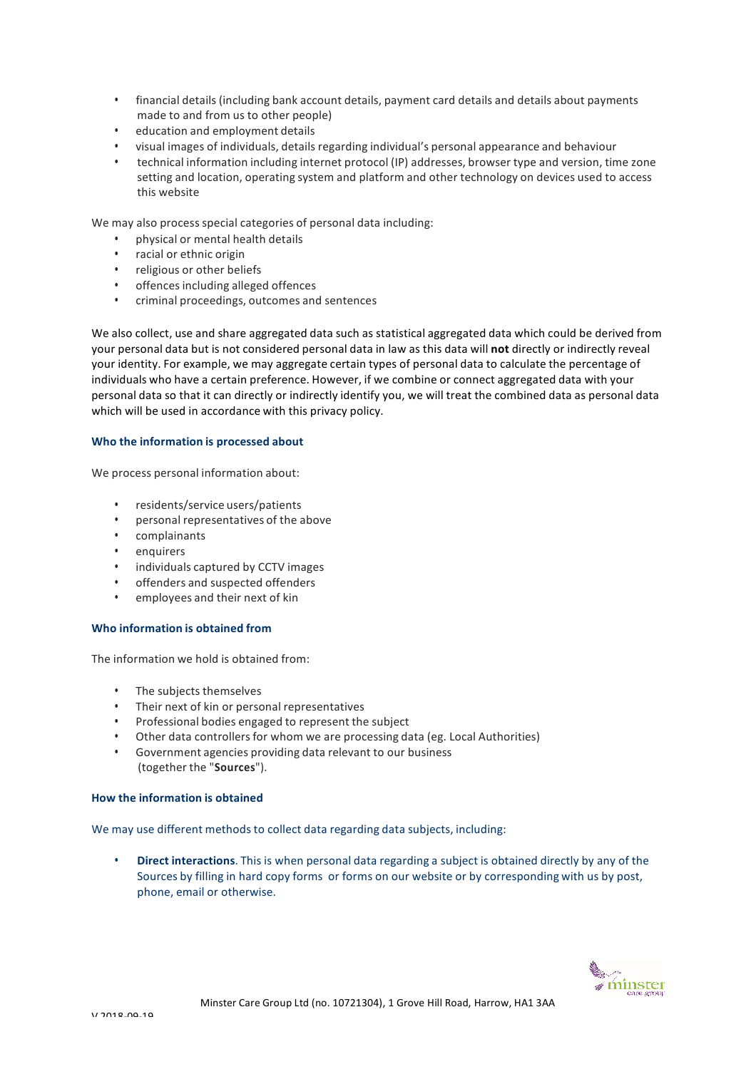- financial details (including bank account details, payment card details and details about payments made to and from us to other people)
- education and employment details
- visual images of individuals, details regarding individual's personal appearance and behaviour
- technical information including internet protocol (IP) addresses, browser type and version, time zone setting and location, operating system and platform and other technology on devices used to access this website

We may also process special categories of personal data including:

- physical or mental health details
- racial or ethnic origin
- religious or other beliefs
- offences including alleged offences
- criminal proceedings, outcomes and sentences

We also collect, use and share aggregated data such as statistical aggregated data which could be derived from your personal data but is not considered personal data in law as this data will **not** directly or indirectly reveal your identity. For example, we may aggregate certain types of personal data to calculate the percentage of individuals who have a certain preference. However, if we combine or connect aggregated data with your personal data so that it can directly or indirectly identify you, we will treat the combined data as personal data which will be used in accordance with this privacy policy.

### Who the information is processed about

We process personal information about:

- residents/service users/patients
- personal representatives of the above
- complainants
- enquirers
- individuals captured by CCTV images
- offenders and suspected offenders
- employees and their next of kin

### Who information is obtained from

The information we hold is obtained from:

- The subjects themselves
- Their next of kin or personal representatives
- Professional bodies engaged to represent the subject
- Other data controllers for whom we are processing data (eg. Local Authorities)
- Government agencies providing data relevant to our business (together the "**Sources**").

### How the information is obtained

We may use different methods to collect data regarding data subjects, including:

- **Direct interactions**. This is when personal data regarding a subject is obtained directly by any of the Sources by filling in hard copy forms or forms on our website or by corresponding with us by post, phone, email or otherwise.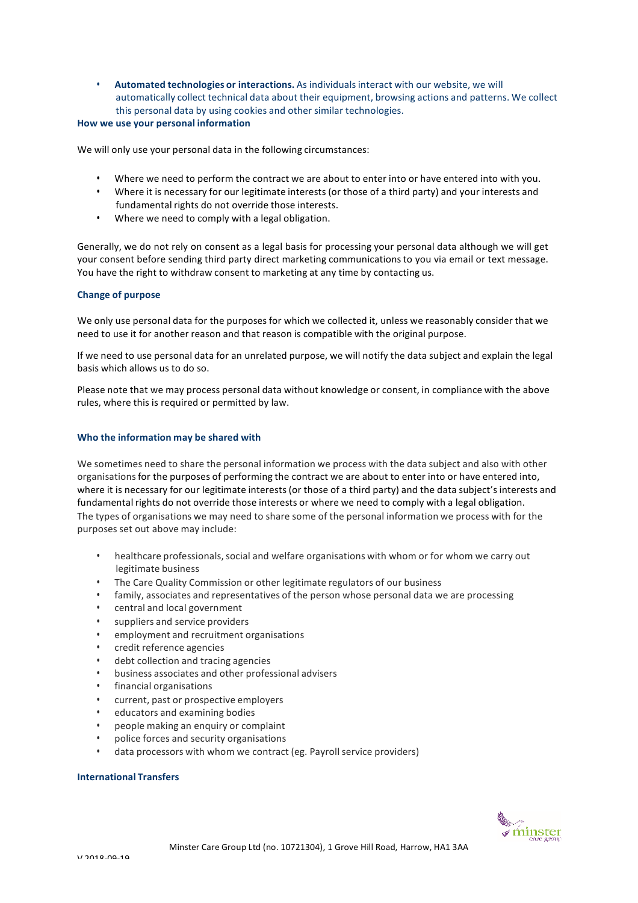- **Automated technologies or interactions.** As individuals interact with our website, we will automatically collect technical data about their equipment, browsing actions and patterns. We collect this personal data by using cookies and other similar technologies.

### How we use your personal information

We will only use your personal data in the following circumstances:

- Where we need to perform the contract we are about to enter into or have entered into with you.
- Where it is necessary for our legitimate interests (or those of a third party) and your interests and fundamental rights do not override those interests.
- Where we need to comply with a legal obligation.

Generally, we do not rely on consent as a legal basis for processing your personal data although we will get your consent before sending third party direct marketing communications to you via email or text message. You have the right to withdraw consent to marketing at any time by contacting us.

### Change of purpose

We only use personal data for the purposes for which we collected it, unless we reasonably consider that we need to use it for another reason and that reason is compatible with the original purpose.

If we need to use personal data for an unrelated purpose, we will notify the data subject and explain the legal basis which allows us to do so.

Please note that we may process personal data without knowledge or consent, in compliance with the above rules, where this is required or permitted by law.

### Who the information may be shared with

We sometimes need to share the personal information we process with the data subject and also with other organisations for the purposes of performing the contract we are about to enter into or have entered into, where it is necessary for our legitimate interests (or those of a third party) and the data subject's interests and fundamental rights do not override those interests or where we need to comply with a legal obligation.
The types of organisations we may need to share some of the personal information we process with for the purposes set out above may include:

- healthcare professionals, social and welfare organisations with whom or for whom we carry out legitimate business
- The Care Quality Commission or other legitimate regulators of our business
- family, associates and representatives of the person whose personal data we are processing
- central and local government
- suppliers and service providers
- employment and recruitment organisations
- credit reference agencies
- debt collection and tracing agencies
- business associates and other professional advisers
- financial organisations
- current, past or prospective employers
- educators and examining bodies
- people making an enquiry or complaint
- police forces and security organisations
- data processors with whom we contract (eg. Payroll service providers)

### International Transfers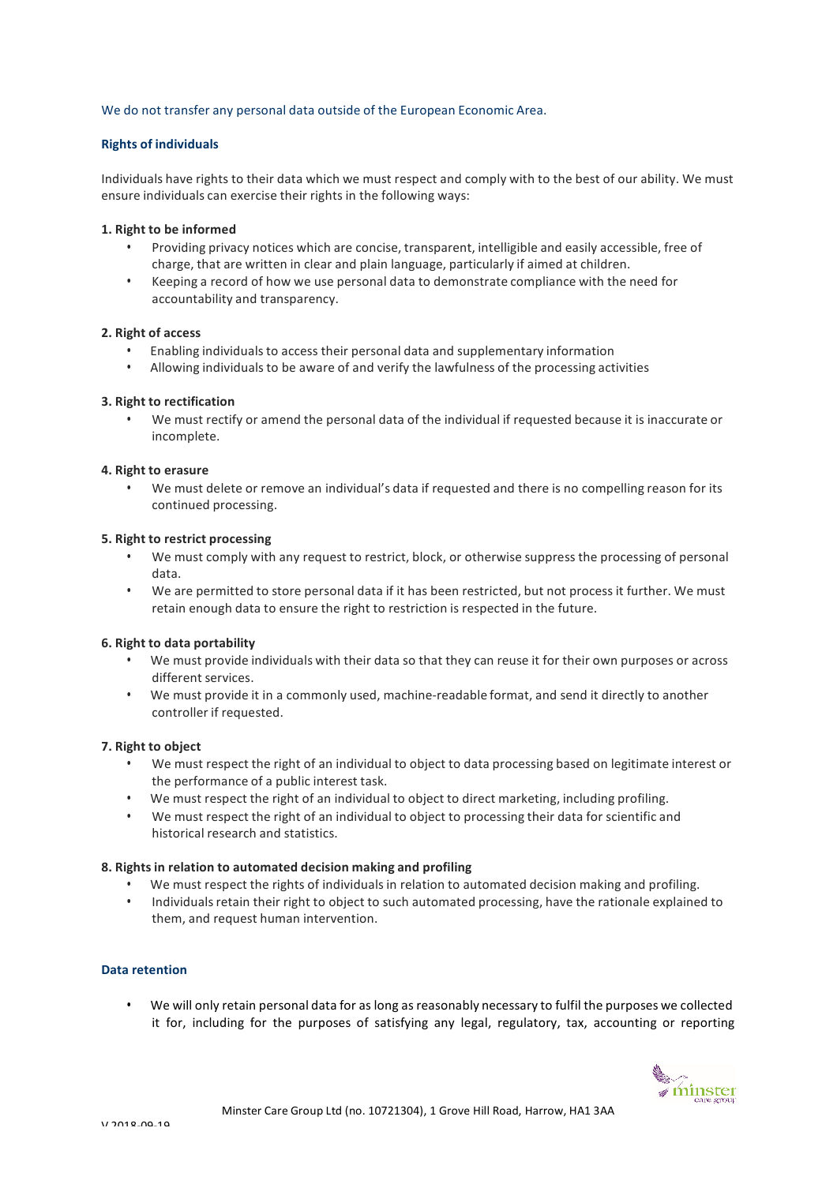We do not transfer any personal data outside of the European Economic Area.

## Rights of individuals

Individuals have rights to their data which we must respect and comply with to the best of our ability. We must ensure individuals can exercise their rights in the following ways:

### 1. Right to be informed

- Providing privacy notices which are concise, transparent, intelligible and easily accessible, free of charge, that are written in clear and plain language, particularly if aimed at children.
- Keeping a record of how we use personal data to demonstrate compliance with the need for accountability and transparency.

### 2. Right of access

- Enabling individuals to access their personal data and supplementary information
- Allowing individuals to be aware of and verify the lawfulness of the processing activities

### 3. Right to rectification

- We must rectify or amend the personal data of the individual if requested because it is inaccurate or incomplete.

### 4. Right to erasure

- We must delete or remove an individual's data if requested and there is no compelling reason for its continued processing.

### 5. Right to restrict processing

- We must comply with any request to restrict, block, or otherwise suppress the processing of personal data.
- We are permitted to store personal data if it has been restricted, but not process it further. We must retain enough data to ensure the right to restriction is respected in the future.

### 6. Right to data portability

- We must provide individuals with their data so that they can reuse it for their own purposes or across different services.
- We must provide it in a commonly used, machine-readable format, and send it directly to another controller if requested.

### 7. Right to object

- We must respect the right of an individual to object to data processing based on legitimate interest or the performance of a public interest task.
- We must respect the right of an individual to object to direct marketing, including profiling.
- We must respect the right of an individual to object to processing their data for scientific and historical research and statistics.

### 8. Rights in relation to automated decision making and profiling

- We must respect the rights of individuals in relation to automated decision making and profiling.
- Individuals retain their right to object to such automated processing, have the rationale explained to them, and request human intervention.

## Data retention

- We will only retain personal data for as long as reasonably necessary to fulfil the purposes we collected it for, including for the purposes of satisfying any legal, regulatory, tax, accounting or reporting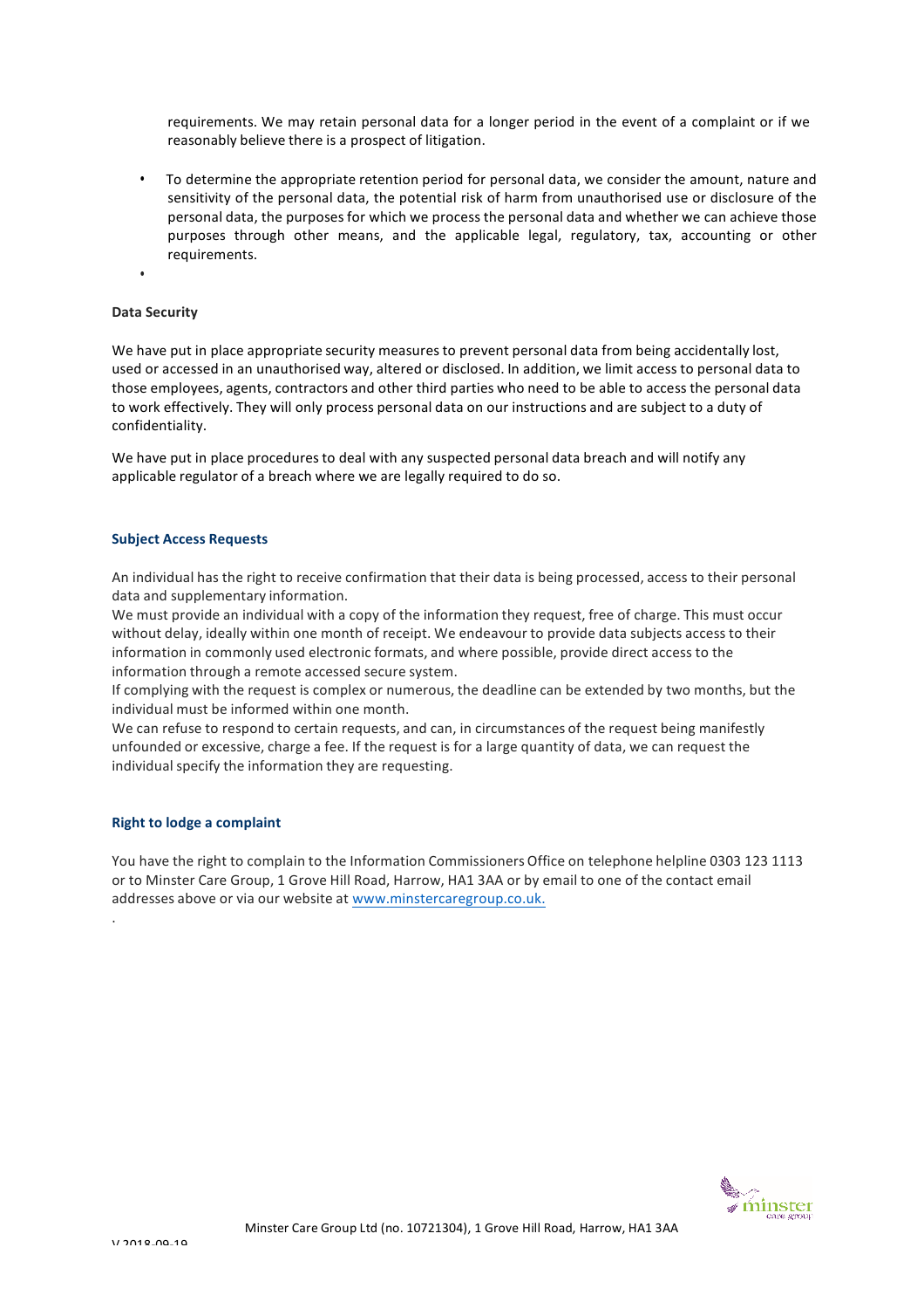requirements. We may retain personal data for a longer period in the event of a complaint or if we reasonably believe there is a prospect of litigation.

- To determine the appropriate retention period for personal data, we consider the amount, nature and sensitivity of the personal data, the potential risk of harm from unauthorised use or disclosure of the personal data, the purposes for which we process the personal data and whether we can achieve those purposes through other means, and the applicable legal, regulatory, tax, accounting or other requirements.
-

**Data Security**

We have put in place appropriate security measures to prevent personal data from being accidentally lost, used or accessed in an unauthorised way, altered or disclosed. In addition, we limit access to personal data to those employees, agents, contractors and other third parties who need to be able to access the personal data to work effectively. They will only process personal data on our instructions and are subject to a duty of confidentiality.

We have put in place procedures to deal with any suspected personal data breach and will notify any applicable regulator of a breach where we are legally required to do so.

**Subject Access Requests**

An individual has the right to receive confirmation that their data is being processed, access to their personal data and supplementary information.
We must provide an individual with a copy of the information they request, free of charge. This must occur without delay, ideally within one month of receipt. We endeavour to provide data subjects access to their information in commonly used electronic formats, and where possible, provide direct access to the information through a remote accessed secure system.
If complying with the request is complex or numerous, the deadline can be extended by two months, but the individual must be informed within one month.
We can refuse to respond to certain requests, and can, in circumstances of the request being manifestly unfounded or excessive, charge a fee. If the request is for a large quantity of data, we can request the individual specify the information they are requesting.

**Right to lodge a complaint**

You have the right to complain to the Information Commissioners Office on telephone helpline 0303 123 1113 or to Minster Care Group, 1 Grove Hill Road, Harrow, HA1 3AA or by email to one of the contact email addresses above or via our website at www.minstercaregroup.co.uk.

.